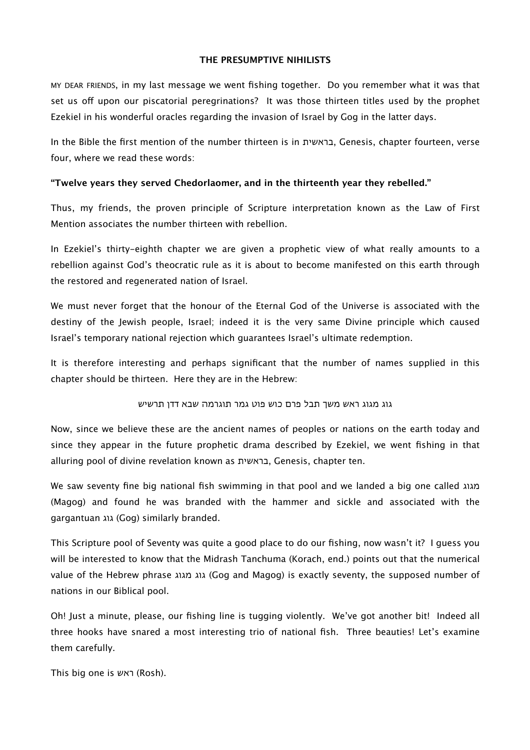**THE PRESUMPTIVE NIHILISTS**

MY DEAR FRIENDS, in my last message we went fishing together. Do you remember what it was that set us off upon our piscatorial peregrinations? It was those thirteen titles used by the prophet Ezekiel in his wonderful oracles regarding the invasion of Israel by Gog in the latter days.

In the Bible the first mention of the number thirteen is in בראשית, Genesis, chapter fourteen, verse four, where we read these words:

**"Twelve years they served Chedorlaomer, and in the thirteenth year they rebelled."**

Thus, my friends, the proven principle of Scripture interpretation known as the Law of First Mention associates the number thirteen with rebellion.

In Ezekiel's thirty-eighth chapter we are given a prophetic view of what really amounts to a rebellion against God's theocratic rule as it is about to become manifested on this earth through the restored and regenerated nation of Israel.

We must never forget that the honour of the Eternal God of the Universe is associated with the destiny of the Jewish people, Israel; indeed it is the very same Divine principle which caused Israel's temporary national rejection which guarantees Israel's ultimate redemption.

It is therefore interesting and perhaps significant that the number of names supplied in this chapter should be thirteen. Here they are in the Hebrew:

גוג מגוג ראש משך תבל פרס כוש פוט גמר תוגרמה שבא דדן תרשיש

Now, since we believe these are the ancient names of peoples or nations on the earth today and since they appear in the future prophetic drama described by Ezekiel, we went fishing in that alluring pool of divine revelation known as בראשית, Genesis, chapter ten.

We saw seventy fine big national fish swimming in that pool and we landed a big one called מגוג (Magog) and found he was branded with the hammer and sickle and associated with the gargantuan גוג (Gog) similarly branded.

This Scripture pool of Seventy was quite a good place to do our fishing, now wasn't it? I guess you will be interested to know that the Midrash Tanchuma (Korach, end.) points out that the numerical value of the Hebrew phrase גוג מגוג (Gog and Magog) is exactly seventy, the supposed number of nations in our Biblical pool.

Oh! Just a minute, please, our fishing line is tugging violently. We've got another bit! Indeed all three hooks have snared a most interesting trio of national fish. Three beauties! Let's examine them carefully.

This big one is ראש (Rosh).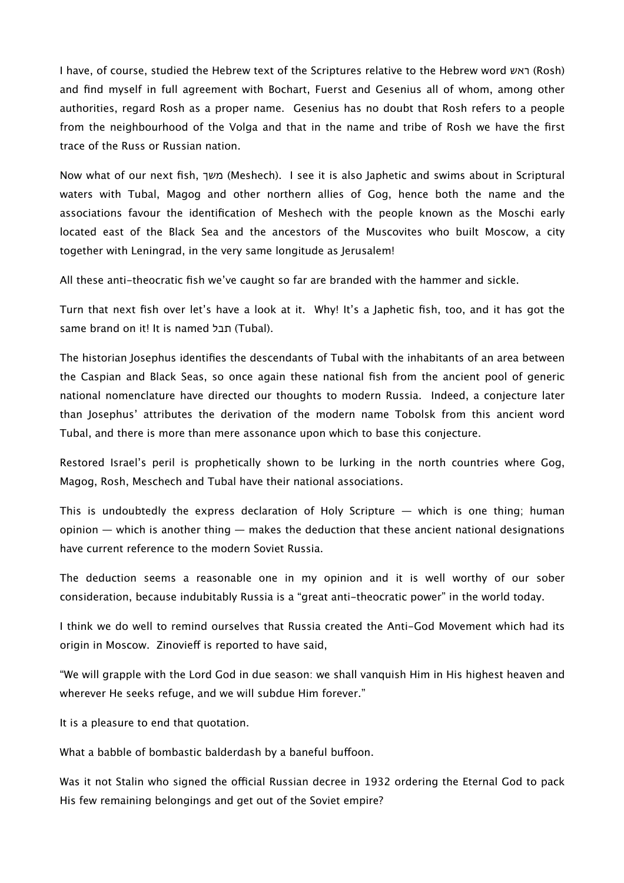I have, of course, studied the Hebrew text of the Scriptures relative to the Hebrew word ראש (Rosh) and find myself in full agreement with Bochart, Fuerst and Gesenius all of whom, among other authorities, regard Rosh as a proper name. Gesenius has no doubt that Rosh refers to a people from the neighbourhood of the Volga and that in the name and tribe of Rosh we have the first trace of the Russ or Russian nation.

Now what of our next fish, משך (Meshech). I see it is also Japhetic and swims about in Scriptural waters with Tubal, Magog and other northern allies of Gog, hence both the name and the associations favour the identification of Meshech with the people known as the Moschi early located east of the Black Sea and the ancestors of the Muscovites who built Moscow, a city together with Leningrad, in the very same longitude as Jerusalem!

All these anti-theocratic fish we've caught so far are branded with the hammer and sickle.

Turn that next fish over let's have a look at it. Why! It's a Japhetic fish, too, and it has got the same brand on it! It is named תבל (Tubal).

The historian Josephus identifies the descendants of Tubal with the inhabitants of an area between the Caspian and Black Seas, so once again these national fish from the ancient pool of generic national nomenclature have directed our thoughts to modern Russia. Indeed, a conjecture later than Josephus' attributes the derivation of the modern name Tobolsk from this ancient word Tubal, and there is more than mere assonance upon which to base this conjecture.

Restored Israel's peril is prophetically shown to be lurking in the north countries where Gog, Magog, Rosh, Meschech and Tubal have their national associations.

This is undoubtedly the express declaration of Holy Scripture — which is one thing; human opinion — which is another thing — makes the deduction that these ancient national designations have current reference to the modern Soviet Russia.

The deduction seems a reasonable one in my opinion and it is well worthy of our sober consideration, because indubitably Russia is a "great anti-theocratic power" in the world today.

I think we do well to remind ourselves that Russia created the Anti-God Movement which had its origin in Moscow. Zinovieff is reported to have said,

"We will grapple with the Lord God in due season: we shall vanquish Him in His highest heaven and wherever He seeks refuge, and we will subdue Him forever."

It is a pleasure to end that quotation.

What a babble of bombastic balderdash by a baneful buffoon.

Was it not Stalin who signed the official Russian decree in 1932 ordering the Eternal God to pack His few remaining belongings and get out of the Soviet empire?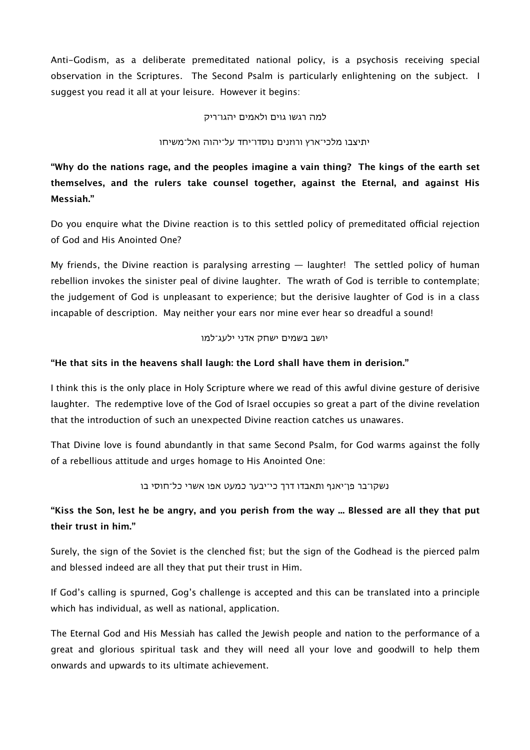Anti-Godism, as a deliberate premeditated national policy, is a psychosis receiving special observation in the Scriptures. The Second Psalm is particularly enlightening on the subject. I suggest you read it all at your leisure. However it begins:

למה רגשו גוים ולאמים יהגו־ריק

יתיצבו מלכי־ארץ ורוזנים נוסדו־יחד על־יהוה ואל־משיחו

**"Why do the nations rage, and the peoples imagine a vain thing? The kings of the earth set themselves, and the rulers take counsel together, against the Eternal, and against His Messiah."**

Do you enquire what the Divine reaction is to this settled policy of premeditated official rejection of God and His Anointed One?

My friends, the Divine reaction is paralysing arresting — laughter! The settled policy of human rebellion invokes the sinister peal of divine laughter. The wrath of God is terrible to contemplate; the judgement of God is unpleasant to experience; but the derisive laughter of God is in a class incapable of description. May neither your ears nor mine ever hear so dreadful a sound!

יושב בשמים ישחק אדני ילעג־למו

**"He that sits in the heavens shall laugh: the Lord shall have them in derision."**

I think this is the only place in Holy Scripture where we read of this awful divine gesture of derisive laughter. The redemptive love of the God of Israel occupies so great a part of the divine revelation that the introduction of such an unexpected Divine reaction catches us unawares.

That Divine love is found abundantly in that same Second Psalm, for God warms against the folly of a rebellious attitude and urges homage to His Anointed One:

נשקו־בר פן־יאנף ותאבדו דרך כי־יבער כמעט אפו אשרי כל־חוסי בו

**"Kiss the Son, lest he be angry, and you perish from the way … Blessed are all they that put their trust in him."**

Surely, the sign of the Soviet is the clenched fist; but the sign of the Godhead is the pierced palm and blessed indeed are all they that put their trust in Him.

If God's calling is spurned, Gog's challenge is accepted and this can be translated into a principle which has individual, as well as national, application.

The Eternal God and His Messiah has called the Jewish people and nation to the performance of a great and glorious spiritual task and they will need all your love and goodwill to help them onwards and upwards to its ultimate achievement.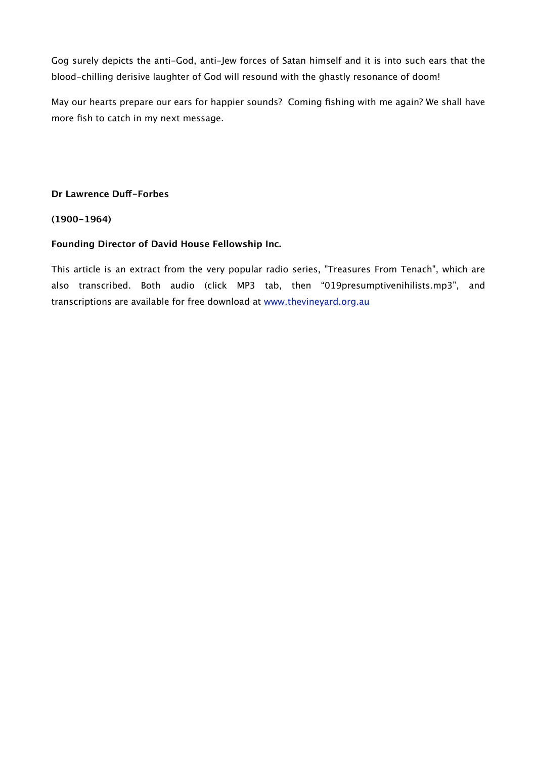Gog surely depicts the anti-God, anti-Jew forces of Satan himself and it is into such ears that the blood-chilling derisive laughter of God will resound with the ghastly resonance of doom!

May our hearts prepare our ears for happier sounds? Coming fishing with me again? We shall have more fish to catch in my next message.

**Dr Lawrence Duff-Forbes**

**(1900-1964)**

**Founding Director of David House Fellowship Inc.**

This article is an extract from the very popular radio series, "Treasures From Tenach", which are also transcribed. Both audio (click MP3 tab, then "019presumptivenihilists.mp3", and transcriptions are available for free download at [www.thevineyard.org.au](http://www.thevineyard.org.au)